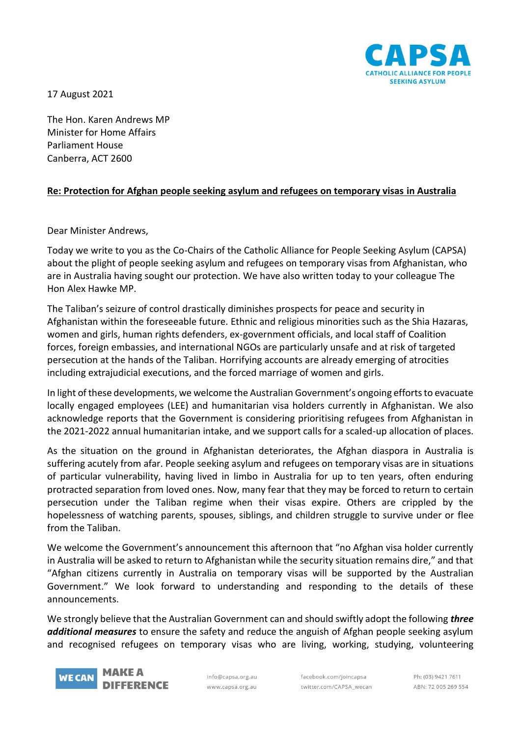CAPSA
CATHOLIC ALLIANCE FOR PEOPLE SEEKING ASYLUM

17 August 2021

The Hon. Karen Andrews MP
Minister for Home Affairs
Parliament House
Canberra, ACT 2600

**Re: Protection for Afghan people seeking asylum and refugees on temporary visas in Australia**

Dear Minister Andrews,

Today we write to you as the Co-Chairs of the Catholic Alliance for People Seeking Asylum (CAPSA) about the plight of people seeking asylum and refugees on temporary visas from Afghanistan, who are in Australia having sought our protection. We have also written today to your colleague The Hon Alex Hawke MP.

The Taliban's seizure of control drastically diminishes prospects for peace and security in Afghanistan within the foreseeable future. Ethnic and religious minorities such as the Shia Hazaras, women and girls, human rights defenders, ex-government officials, and local staff of Coalition forces, foreign embassies, and international NGOs are particularly unsafe and at risk of targeted persecution at the hands of the Taliban. Horrifying accounts are already emerging of atrocities including extrajudicial executions, and the forced marriage of women and girls.

In light of these developments, we welcome the Australian Government's ongoing efforts to evacuate locally engaged employees (LEE) and humanitarian visa holders currently in Afghanistan. We also acknowledge reports that the Government is considering prioritising refugees from Afghanistan in the 2021-2022 annual humanitarian intake, and we support calls for a scaled-up allocation of places.

As the situation on the ground in Afghanistan deteriorates, the Afghan diaspora in Australia is suffering acutely from afar. People seeking asylum and refugees on temporary visas are in situations of particular vulnerability, having lived in limbo in Australia for up to ten years, often enduring protracted separation from loved ones. Now, many fear that they may be forced to return to certain persecution under the Taliban regime when their visas expire. Others are crippled by the hopelessness of watching parents, spouses, siblings, and children struggle to survive under or flee from the Taliban.

We welcome the Government's announcement this afternoon that "no Afghan visa holder currently in Australia will be asked to return to Afghanistan while the security situation remains dire," and that "Afghan citizens currently in Australia on temporary visas will be supported by the Australian Government." We look forward to understanding and responding to the details of these announcements.

We strongly believe that the Australian Government can and should swiftly adopt the following ***three additional measures*** to ensure the safety and reduce the anguish of Afghan people seeking asylum and recognised refugees on temporary visas who are living, working, studying, volunteering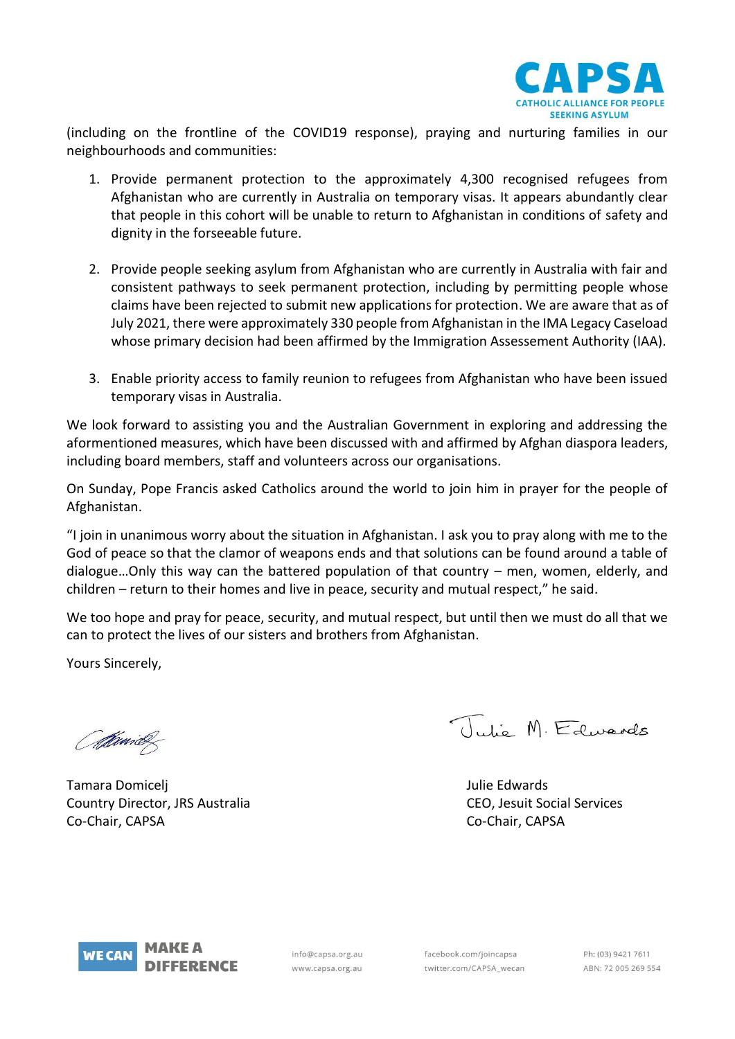(including on the frontline of the COVID19 response), praying and nurturing families in our neighbourhoods and communities:

1. Provide permanent protection to the approximately 4,300 recognised refugees from Afghanistan who are currently in Australia on temporary visas. It appears abundantly clear that people in this cohort will be unable to return to Afghanistan in conditions of safety and dignity in the forseeable future.

2. Provide people seeking asylum from Afghanistan who are currently in Australia with fair and consistent pathways to seek permanent protection, including by permitting people whose claims have been rejected to submit new applications for protection. We are aware that as of July 2021, there were approximately 330 people from Afghanistan in the IMA Legacy Caseload whose primary decision had been affirmed by the Immigration Assessement Authority (IAA).

3. Enable priority access to family reunion to refugees from Afghanistan who have been issued temporary visas in Australia.

We look forward to assisting you and the Australian Government in exploring and addressing the aforementioned measures, which have been discussed with and affirmed by Afghan diaspora leaders, including board members, staff and volunteers across our organisations.

On Sunday, Pope Francis asked Catholics around the world to join him in prayer for the people of Afghanistan.

"I join in unanimous worry about the situation in Afghanistan. I ask you to pray along with me to the God of peace so that the clamor of weapons ends and that solutions can be found around a table of dialogue…Only this way can the battered population of that country – men, women, elderly, and children – return to their homes and live in peace, security and mutual respect," he said.

We too hope and pray for peace, security, and mutual respect, but until then we must do all that we can to protect the lives of our sisters and brothers from Afghanistan.

Yours Sincerely,

Tamara Domicelj
Country Director, JRS Australia
Co-Chair, CAPSA

Julie Edwards
CEO, Jesuit Social Services
Co-Chair, CAPSA